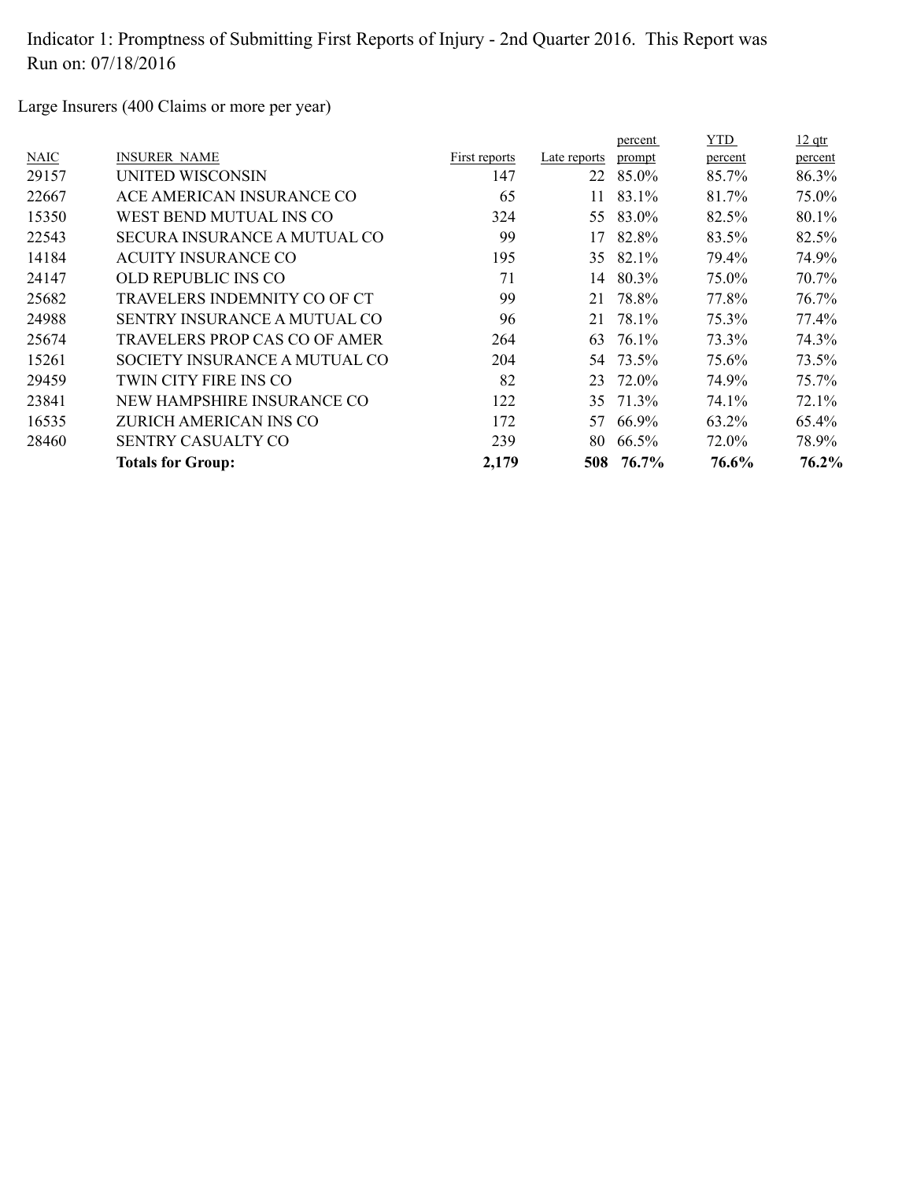Indicator 1: Promptness of Submitting First Reports of Injury - 2nd Quarter 2016. This Report was Run on: 07/18/2016

Large Insurers (400 Claims or more per year)

| NAIC | INSURER NAME | First reports | Late reports | percent prompt | YTD percent | 12 qtr percent |
|---|---|---|---|---|---|---|
| 29157 | UNITED WISCONSIN | 147 | 22 | 85.0% | 85.7% | 86.3% |
| 22667 | ACE AMERICAN INSURANCE CO | 65 | 11 | 83.1% | 81.7% | 75.0% |
| 15350 | WEST BEND MUTUAL INS CO | 324 | 55 | 83.0% | 82.5% | 80.1% |
| 22543 | SECURA INSURANCE A MUTUAL CO | 99 | 17 | 82.8% | 83.5% | 82.5% |
| 14184 | ACUITY INSURANCE CO | 195 | 35 | 82.1% | 79.4% | 74.9% |
| 24147 | OLD REPUBLIC INS CO | 71 | 14 | 80.3% | 75.0% | 70.7% |
| 25682 | TRAVELERS INDEMNITY CO OF CT | 99 | 21 | 78.8% | 77.8% | 76.7% |
| 24988 | SENTRY INSURANCE A MUTUAL CO | 96 | 21 | 78.1% | 75.3% | 77.4% |
| 25674 | TRAVELERS PROP CAS CO OF AMER | 264 | 63 | 76.1% | 73.3% | 74.3% |
| 15261 | SOCIETY INSURANCE A MUTUAL CO | 204 | 54 | 73.5% | 75.6% | 73.5% |
| 29459 | TWIN CITY FIRE INS CO | 82 | 23 | 72.0% | 74.9% | 75.7% |
| 23841 | NEW HAMPSHIRE INSURANCE CO | 122 | 35 | 71.3% | 74.1% | 72.1% |
| 16535 | ZURICH AMERICAN INS CO | 172 | 57 | 66.9% | 63.2% | 65.4% |
| 28460 | SENTRY CASUALTY CO | 239 | 80 | 66.5% | 72.0% | 78.9% |
| | **Totals for Group:** | **2,179** | **508** | **76.7%** | **76.6%** | **76.2%** |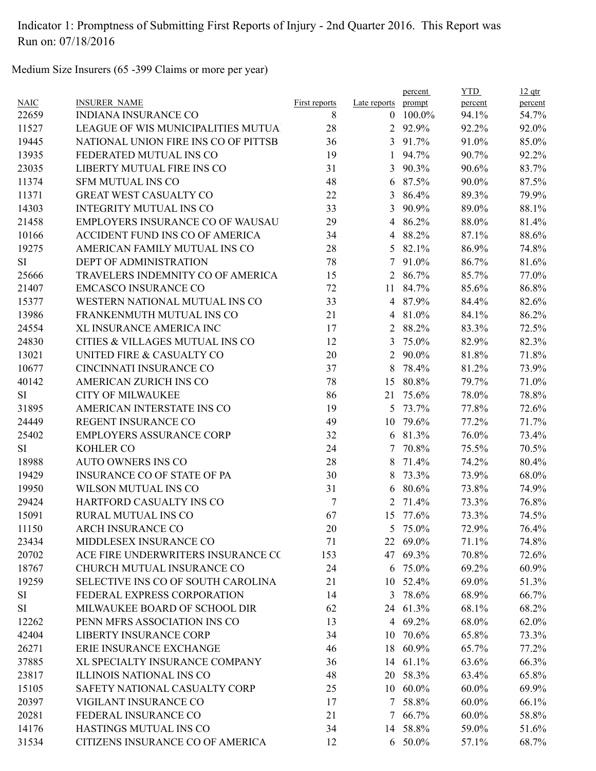Indicator 1: Promptness of Submitting First Reports of Injury - 2nd Quarter 2016. This Report was Run on: 07/18/2016

Medium Size Insurers (65 -399 Claims or more per year)

| NAIC | INSURER_NAME | First reports | Late reports | percent prompt | YTD percent | 12 qtr percent |
|---|---|---|---|---|---|---|
| 22659 | INDIANA INSURANCE CO | 8 | 0 | 100.0% | 94.1% | 54.7% |
| 11527 | LEAGUE OF WIS MUNICIPALITIES MUTUA | 28 | 2 | 92.9% | 92.2% | 92.0% |
| 19445 | NATIONAL UNION FIRE INS CO OF PITTSB | 36 | 3 | 91.7% | 91.0% | 85.0% |
| 13935 | FEDERATED MUTUAL INS CO | 19 | 1 | 94.7% | 90.7% | 92.2% |
| 23035 | LIBERTY MUTUAL FIRE INS CO | 31 | 3 | 90.3% | 90.6% | 83.7% |
| 11374 | SFM MUTUAL INS CO | 48 | 6 | 87.5% | 90.0% | 87.5% |
| 11371 | GREAT WEST CASUALTY CO | 22 | 3 | 86.4% | 89.3% | 79.9% |
| 14303 | INTEGRITY MUTUAL INS CO | 33 | 3 | 90.9% | 89.0% | 88.1% |
| 21458 | EMPLOYERS INSURANCE CO OF WAUSAU | 29 | 4 | 86.2% | 88.0% | 81.4% |
| 10166 | ACCIDENT FUND INS CO OF AMERICA | 34 | 4 | 88.2% | 87.1% | 88.6% |
| 19275 | AMERICAN FAMILY MUTUAL INS CO | 28 | 5 | 82.1% | 86.9% | 74.8% |
| SI | DEPT OF ADMINISTRATION | 78 | 7 | 91.0% | 86.7% | 81.6% |
| 25666 | TRAVELERS INDEMNITY CO OF AMERICA | 15 | 2 | 86.7% | 85.7% | 77.0% |
| 21407 | EMCASCO INSURANCE CO | 72 | 11 | 84.7% | 85.6% | 86.8% |
| 15377 | WESTERN NATIONAL MUTUAL INS CO | 33 | 4 | 87.9% | 84.4% | 82.6% |
| 13986 | FRANKENMUTH MUTUAL INS CO | 21 | 4 | 81.0% | 84.1% | 86.2% |
| 24554 | XL INSURANCE AMERICA INC | 17 | 2 | 88.2% | 83.3% | 72.5% |
| 24830 | CITIES & VILLAGES MUTUAL INS CO | 12 | 3 | 75.0% | 82.9% | 82.3% |
| 13021 | UNITED FIRE & CASUALTY CO | 20 | 2 | 90.0% | 81.8% | 71.8% |
| 10677 | CINCINNATI INSURANCE CO | 37 | 8 | 78.4% | 81.2% | 73.9% |
| 40142 | AMERICAN ZURICH INS CO | 78 | 15 | 80.8% | 79.7% | 71.0% |
| SI | CITY OF MILWAUKEE | 86 | 21 | 75.6% | 78.0% | 78.8% |
| 31895 | AMERICAN INTERSTATE INS CO | 19 | 5 | 73.7% | 77.8% | 72.6% |
| 24449 | REGENT INSURANCE CO | 49 | 10 | 79.6% | 77.2% | 71.7% |
| 25402 | EMPLOYERS ASSURANCE CORP | 32 | 6 | 81.3% | 76.0% | 73.4% |
| SI | KOHLER CO | 24 | 7 | 70.8% | 75.5% | 70.5% |
| 18988 | AUTO OWNERS INS CO | 28 | 8 | 71.4% | 74.2% | 80.4% |
| 19429 | INSURANCE CO OF STATE OF PA | 30 | 8 | 73.3% | 73.9% | 68.0% |
| 19950 | WILSON MUTUAL INS CO | 31 | 6 | 80.6% | 73.8% | 74.9% |
| 29424 | HARTFORD CASUALTY INS CO | 7 | 2 | 71.4% | 73.3% | 76.8% |
| 15091 | RURAL MUTUAL INS CO | 67 | 15 | 77.6% | 73.3% | 74.5% |
| 11150 | ARCH INSURANCE CO | 20 | 5 | 75.0% | 72.9% | 76.4% |
| 23434 | MIDDLESEX INSURANCE CO | 71 | 22 | 69.0% | 71.1% | 74.8% |
| 20702 | ACE FIRE UNDERWRITERS INSURANCE CC | 153 | 47 | 69.3% | 70.8% | 72.6% |
| 18767 | CHURCH MUTUAL INSURANCE CO | 24 | 6 | 75.0% | 69.2% | 60.9% |
| 19259 | SELECTIVE INS CO OF SOUTH CAROLINA | 21 | 10 | 52.4% | 69.0% | 51.3% |
| SI | FEDERAL EXPRESS CORPORATION | 14 | 3 | 78.6% | 68.9% | 66.7% |
| SI | MILWAUKEE BOARD OF SCHOOL DIR | 62 | 24 | 61.3% | 68.1% | 68.2% |
| 12262 | PENN MFRS ASSOCIATION INS CO | 13 | 4 | 69.2% | 68.0% | 62.0% |
| 42404 | LIBERTY INSURANCE CORP | 34 | 10 | 70.6% | 65.8% | 73.3% |
| 26271 | ERIE INSURANCE EXCHANGE | 46 | 18 | 60.9% | 65.7% | 77.2% |
| 37885 | XL SPECIALTY INSURANCE COMPANY | 36 | 14 | 61.1% | 63.6% | 66.3% |
| 23817 | ILLINOIS NATIONAL INS CO | 48 | 20 | 58.3% | 63.4% | 65.8% |
| 15105 | SAFETY NATIONAL CASUALTY CORP | 25 | 10 | 60.0% | 60.0% | 69.9% |
| 20397 | VIGILANT INSURANCE CO | 17 | 7 | 58.8% | 60.0% | 66.1% |
| 20281 | FEDERAL INSURANCE CO | 21 | 7 | 66.7% | 60.0% | 58.8% |
| 14176 | HASTINGS MUTUAL INS CO | 34 | 14 | 58.8% | 59.0% | 51.6% |
| 31534 | CITIZENS INSURANCE CO OF AMERICA | 12 | 6 | 50.0% | 57.1% | 68.7% |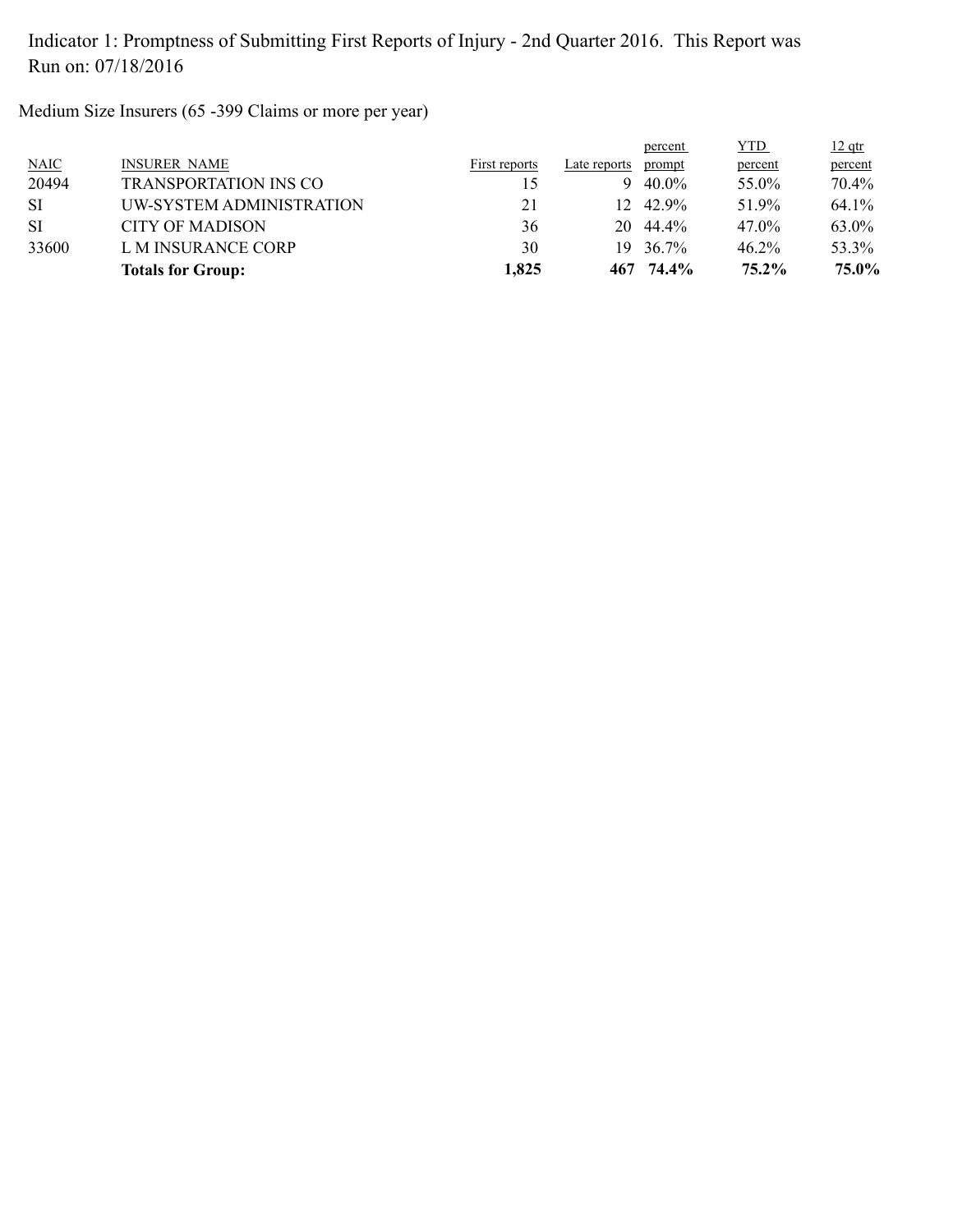Indicator 1: Promptness of Submitting First Reports of Injury - 2nd Quarter 2016. This Report was Run on: 07/18/2016

Medium Size Insurers (65 -399 Claims or more per year)

| NAIC | INSURER NAME | First reports | Late reports | percent prompt | YTD percent | 12 qtr percent |
|---|---|---|---|---|---|---|
| 20494 | TRANSPORTATION INS CO | 15 | 9 | 40.0% | 55.0% | 70.4% |
| SI | UW-SYSTEM ADMINISTRATION | 21 | 12 | 42.9% | 51.9% | 64.1% |
| SI | CITY OF MADISON | 36 | 20 | 44.4% | 47.0% | 63.0% |
| 33600 | L M INSURANCE CORP | 30 | 19 | 36.7% | 46.2% | 53.3% |
| | **Totals for Group:** | **1,825** | **467** | **74.4%** | **75.2%** | **75.0%** |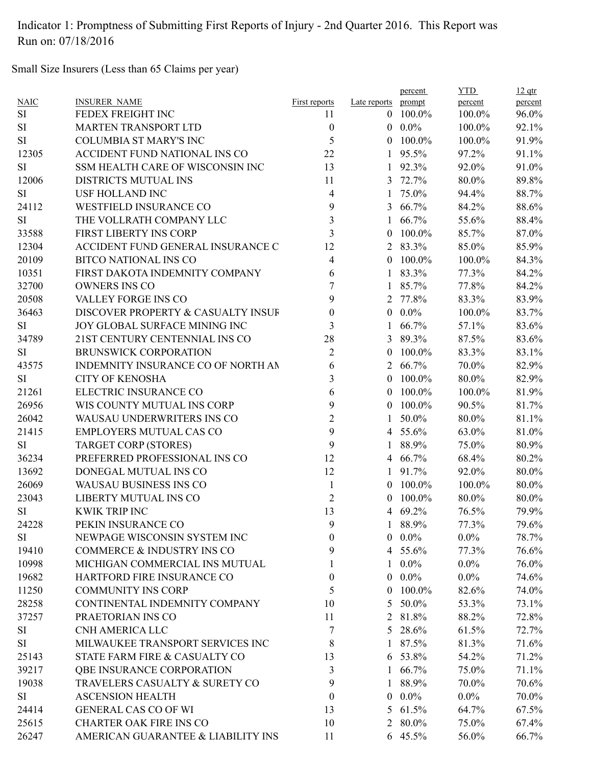Indicator 1: Promptness of Submitting First Reports of Injury - 2nd Quarter 2016. This Report was Run on: 07/18/2016

Small Size Insurers (Less than 65 Claims per year)

| NAIC | INSURER_NAME | First reports | Late reports | percent prompt | YTD percent | 12 qtr percent |
|---|---|---|---|---|---|---|
| SI | FEDEX FREIGHT INC | 11 | 0 | 100.0% | 100.0% | 96.0% |
| SI | MARTEN TRANSPORT LTD | 0 | 0 | 0.0% | 100.0% | 92.1% |
| SI | COLUMBIA ST MARY'S INC | 5 | 0 | 100.0% | 100.0% | 91.9% |
| 12305 | ACCIDENT FUND NATIONAL INS CO | 22 | 1 | 95.5% | 97.2% | 91.1% |
| SI | SSM HEALTH CARE OF WISCONSIN INC | 13 | 1 | 92.3% | 92.0% | 91.0% |
| 12006 | DISTRICTS MUTUAL INS | 11 | 3 | 72.7% | 80.0% | 89.8% |
| SI | USF HOLLAND INC | 4 | 1 | 75.0% | 94.4% | 88.7% |
| 24112 | WESTFIELD INSURANCE CO | 9 | 3 | 66.7% | 84.2% | 88.6% |
| SI | THE VOLLRATH COMPANY LLC | 3 | 1 | 66.7% | 55.6% | 88.4% |
| 33588 | FIRST LIBERTY INS CORP | 3 | 0 | 100.0% | 85.7% | 87.0% |
| 12304 | ACCIDENT FUND GENERAL INSURANCE C | 12 | 2 | 83.3% | 85.0% | 85.9% |
| 20109 | BITCO NATIONAL INS CO | 4 | 0 | 100.0% | 100.0% | 84.3% |
| 10351 | FIRST DAKOTA INDEMNITY COMPANY | 6 | 1 | 83.3% | 77.3% | 84.2% |
| 32700 | OWNERS INS CO | 7 | 1 | 85.7% | 77.8% | 84.2% |
| 20508 | VALLEY FORGE INS CO | 9 | 2 | 77.8% | 83.3% | 83.9% |
| 36463 | DISCOVER PROPERTY & CASUALTY INSUF | 0 | 0 | 0.0% | 100.0% | 83.7% |
| SI | JOY GLOBAL SURFACE MINING INC | 3 | 1 | 66.7% | 57.1% | 83.6% |
| 34789 | 21ST CENTURY CENTENNIAL INS CO | 28 | 3 | 89.3% | 87.5% | 83.6% |
| SI | BRUNSWICK CORPORATION | 2 | 0 | 100.0% | 83.3% | 83.1% |
| 43575 | INDEMNITY INSURANCE CO OF NORTH AN | 6 | 2 | 66.7% | 70.0% | 82.9% |
| SI | CITY OF KENOSHA | 3 | 0 | 100.0% | 80.0% | 82.9% |
| 21261 | ELECTRIC INSURANCE CO | 6 | 0 | 100.0% | 100.0% | 81.9% |
| 26956 | WIS COUNTY MUTUAL INS CORP | 9 | 0 | 100.0% | 90.5% | 81.7% |
| 26042 | WAUSAU UNDERWRITERS INS CO | 2 | 1 | 50.0% | 80.0% | 81.1% |
| 21415 | EMPLOYERS MUTUAL CAS CO | 9 | 4 | 55.6% | 63.0% | 81.0% |
| SI | TARGET CORP (STORES) | 9 | 1 | 88.9% | 75.0% | 80.9% |
| 36234 | PREFERRED PROFESSIONAL INS CO | 12 | 4 | 66.7% | 68.4% | 80.2% |
| 13692 | DONEGAL MUTUAL INS CO | 12 | 1 | 91.7% | 92.0% | 80.0% |
| 26069 | WAUSAU BUSINESS INS CO | 1 | 0 | 100.0% | 100.0% | 80.0% |
| 23043 | LIBERTY MUTUAL INS CO | 2 | 0 | 100.0% | 80.0% | 80.0% |
| SI | KWIK TRIP INC | 13 | 4 | 69.2% | 76.5% | 79.9% |
| 24228 | PEKIN INSURANCE CO | 9 | 1 | 88.9% | 77.3% | 79.6% |
| SI | NEWPAGE WISCONSIN SYSTEM INC | 0 | 0 | 0.0% | 0.0% | 78.7% |
| 19410 | COMMERCE & INDUSTRY INS CO | 9 | 4 | 55.6% | 77.3% | 76.6% |
| 10998 | MICHIGAN COMMERCIAL INS MUTUAL | 1 | 1 | 0.0% | 0.0% | 76.0% |
| 19682 | HARTFORD FIRE INSURANCE CO | 0 | 0 | 0.0% | 0.0% | 74.6% |
| 11250 | COMMUNITY INS CORP | 5 | 0 | 100.0% | 82.6% | 74.0% |
| 28258 | CONTINENTAL INDEMNITY COMPANY | 10 | 5 | 50.0% | 53.3% | 73.1% |
| 37257 | PRAETORIAN INS CO | 11 | 2 | 81.8% | 88.2% | 72.8% |
| SI | CNH AMERICA LLC | 7 | 5 | 28.6% | 61.5% | 72.7% |
| SI | MILWAUKEE TRANSPORT SERVICES INC | 8 | 1 | 87.5% | 81.3% | 71.6% |
| 25143 | STATE FARM FIRE & CASUALTY CO | 13 | 6 | 53.8% | 54.2% | 71.2% |
| 39217 | QBE INSURANCE CORPORATION | 3 | 1 | 66.7% | 75.0% | 71.1% |
| 19038 | TRAVELERS CASUALTY & SURETY CO | 9 | 1 | 88.9% | 70.0% | 70.6% |
| SI | ASCENSION HEALTH | 0 | 0 | 0.0% | 0.0% | 70.0% |
| 24414 | GENERAL CAS CO OF WI | 13 | 5 | 61.5% | 64.7% | 67.5% |
| 25615 | CHARTER OAK FIRE INS CO | 10 | 2 | 80.0% | 75.0% | 67.4% |
| 26247 | AMERICAN GUARANTEE & LIABILITY INS | 11 | 6 | 45.5% | 56.0% | 66.7% |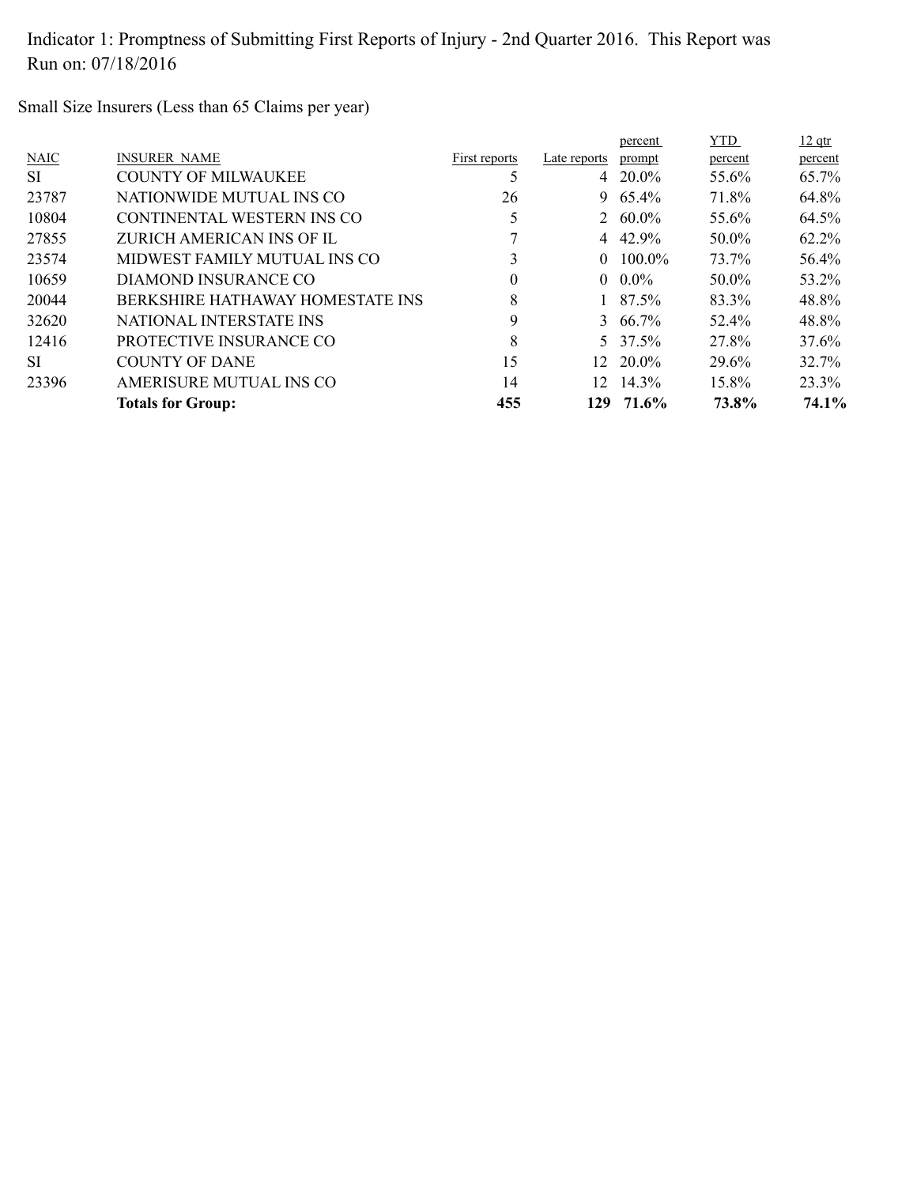Indicator 1: Promptness of Submitting First Reports of Injury - 2nd Quarter 2016. This Report was Run on: 07/18/2016

Small Size Insurers (Less than 65 Claims per year)

| NAIC | INSURER NAME | First reports | Late reports | percent prompt | YTD percent | 12 qtr percent |
|---|---|---|---|---|---|---|
| SI | COUNTY OF MILWAUKEE | 5 | 4 | 20.0% | 55.6% | 65.7% |
| 23787 | NATIONWIDE MUTUAL INS CO | 26 | 9 | 65.4% | 71.8% | 64.8% |
| 10804 | CONTINENTAL WESTERN INS CO | 5 | 2 | 60.0% | 55.6% | 64.5% |
| 27855 | ZURICH AMERICAN INS OF IL | 7 | 4 | 42.9% | 50.0% | 62.2% |
| 23574 | MIDWEST FAMILY MUTUAL INS CO | 3 | 0 | 100.0% | 73.7% | 56.4% |
| 10659 | DIAMOND INSURANCE CO | 0 | 0 | 0.0% | 50.0% | 53.2% |
| 20044 | BERKSHIRE HATHAWAY HOMESTATE INS | 8 | 1 | 87.5% | 83.3% | 48.8% |
| 32620 | NATIONAL INTERSTATE INS | 9 | 3 | 66.7% | 52.4% | 48.8% |
| 12416 | PROTECTIVE INSURANCE CO | 8 | 5 | 37.5% | 27.8% | 37.6% |
| SI | COUNTY OF DANE | 15 | 12 | 20.0% | 29.6% | 32.7% |
| 23396 | AMERISURE MUTUAL INS CO | 14 | 12 | 14.3% | 15.8% | 23.3% |
| | **Totals for Group:** | **455** | **129** | **71.6%** | **73.8%** | **74.1%** |